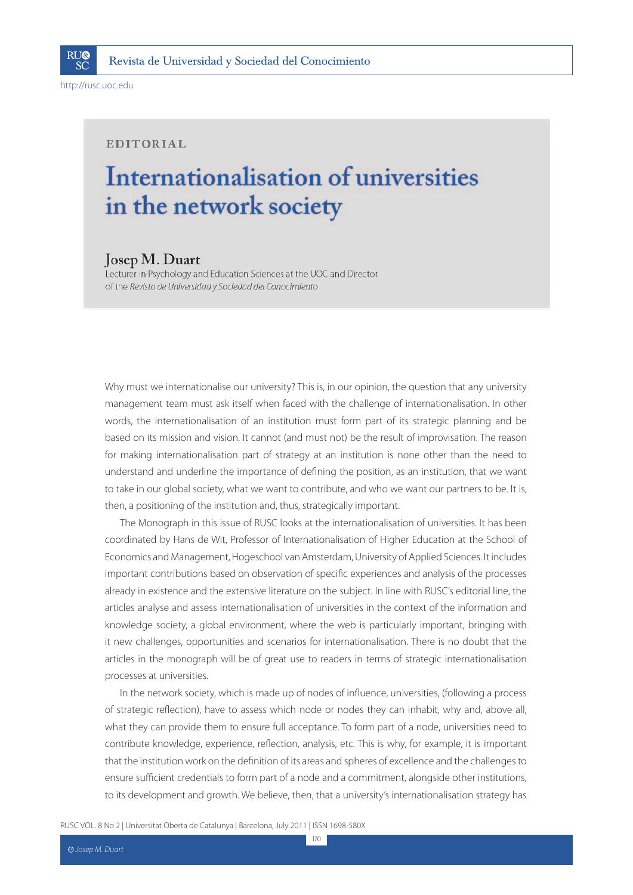EDITORIAL

# Internationalisation of universities in the network society

## Josep M. Duart

Lecturer in Psychology and Education Sciences at the UOC and Director of the *Revista de Universidad y Sociedad del Conocimiento*

Why must we internationalise our university? This is, in our opinion, the question that any university management team must ask itself when faced with the challenge of internationalisation. In other words, the internationalisation of an institution must form part of its strategic planning and be based on its mission and vision. It cannot (and must not) be the result of improvisation. The reason for making internationalisation part of strategy at an institution is none other than the need to understand and underline the importance of defining the position, as an institution, that we want to take in our global society, what we want to contribute, and who we want our partners to be. It is, then, a positioning of the institution and, thus, strategically important.

The Monograph in this issue of RUSC looks at the internationalisation of universities. It has been coordinated by Hans de Wit, Professor of Internationalisation of Higher Education at the School of Economics and Management, Hogeschool van Amsterdam, University of Applied Sciences. It includes important contributions based on observation of specific experiences and analysis of the processes already in existence and the extensive literature on the subject. In line with RUSC's editorial line, the articles analyse and assess internationalisation of universities in the context of the information and knowledge society, a global environment, where the web is particularly important, bringing with it new challenges, opportunities and scenarios for internationalisation. There is no doubt that the articles in the monograph will be of great use to readers in terms of strategic internationalisation processes at universities.

In the network society, which is made up of nodes of influence, universities, (following a process of strategic reflection), have to assess which node or nodes they can inhabit, why and, above all, what they can provide them to ensure full acceptance. To form part of a node, universities need to contribute knowledge, experience, reflection, analysis, etc. This is why, for example, it is important that the institution work on the definition of its areas and spheres of excellence and the challenges to ensure sufficient credentials to form part of a node and a commitment, alongside other institutions, to its development and growth. We believe, then, that a university's internationalisation strategy has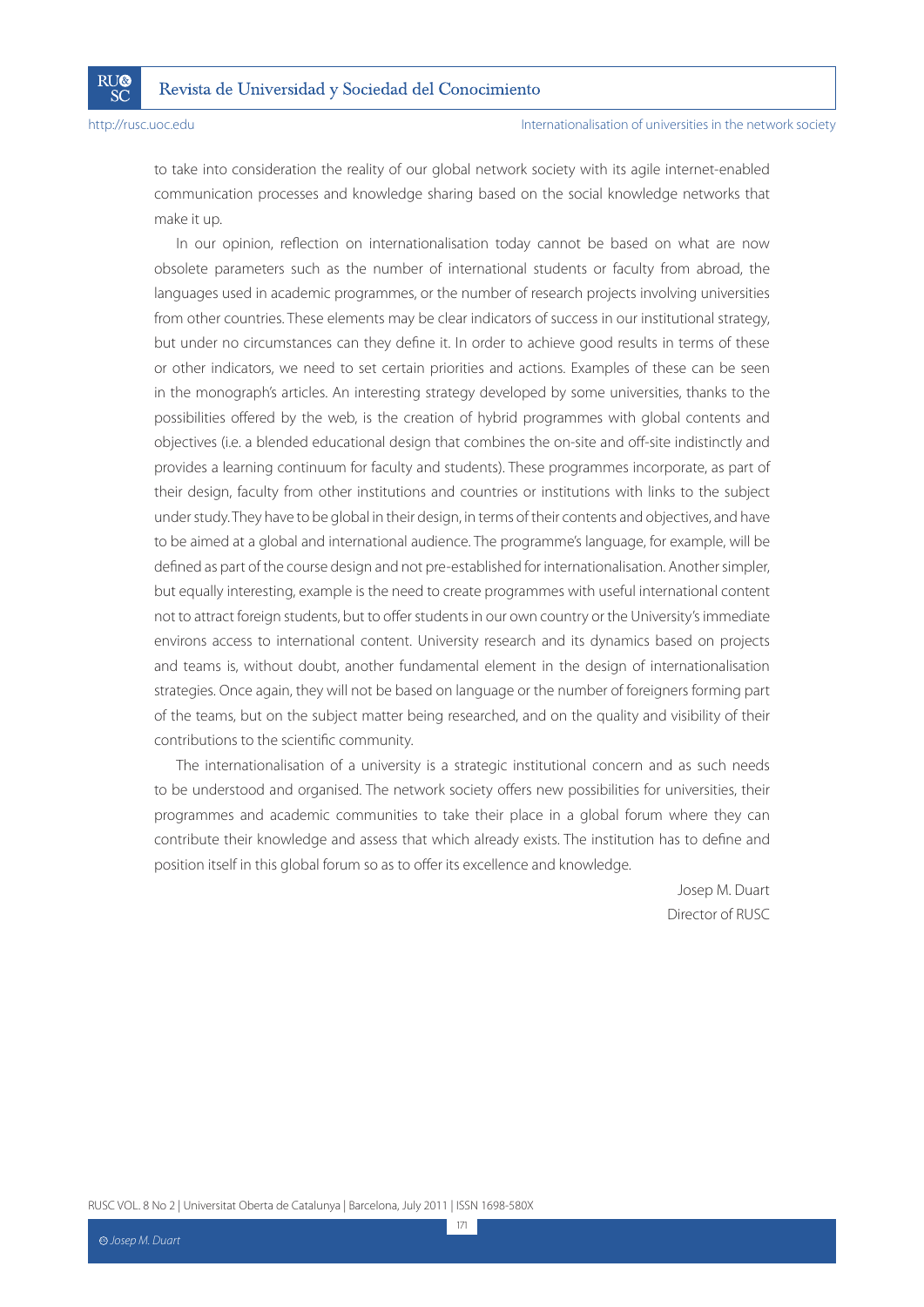to take into consideration the reality of our global network society with its agile internet-enabled communication processes and knowledge sharing based on the social knowledge networks that make it up.

In our opinion, reflection on internationalisation today cannot be based on what are now obsolete parameters such as the number of international students or faculty from abroad, the languages used in academic programmes, or the number of research projects involving universities from other countries. These elements may be clear indicators of success in our institutional strategy, but under no circumstances can they define it. In order to achieve good results in terms of these or other indicators, we need to set certain priorities and actions. Examples of these can be seen in the monograph's articles. An interesting strategy developed by some universities, thanks to the possibilities offered by the web, is the creation of hybrid programmes with global contents and objectives (i.e. a blended educational design that combines the on-site and off-site indistinctly and provides a learning continuum for faculty and students). These programmes incorporate, as part of their design, faculty from other institutions and countries or institutions with links to the subject under study. They have to be global in their design, in terms of their contents and objectives, and have to be aimed at a global and international audience. The programme's language, for example, will be defined as part of the course design and not pre-established for internationalisation. Another simpler, but equally interesting, example is the need to create programmes with useful international content not to attract foreign students, but to offer students in our own country or the University's immediate environs access to international content. University research and its dynamics based on projects and teams is, without doubt, another fundamental element in the design of internationalisation strategies. Once again, they will not be based on language or the number of foreigners forming part of the teams, but on the subject matter being researched, and on the quality and visibility of their contributions to the scientific community.

The internationalisation of a university is a strategic institutional concern and as such needs to be understood and organised. The network society offers new possibilities for universities, their programmes and academic communities to take their place in a global forum where they can contribute their knowledge and assess that which already exists. The institution has to define and position itself in this global forum so as to offer its excellence and knowledge.

Josep M. Duart
Director of RUSC